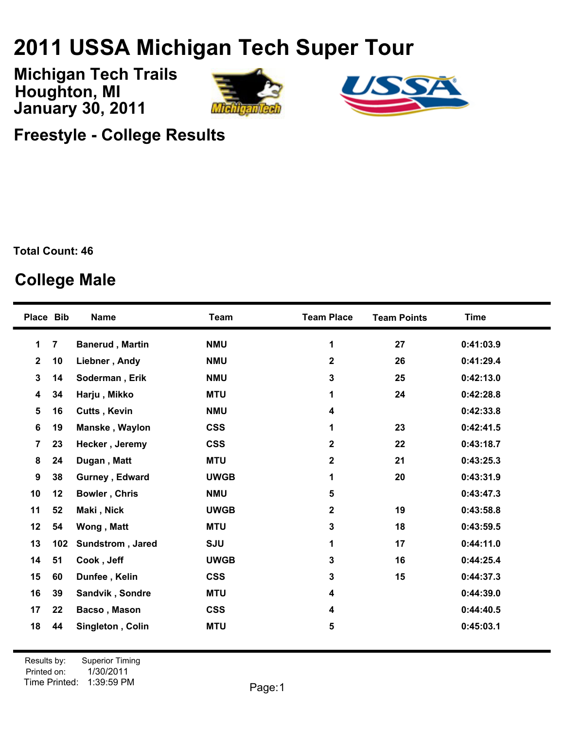# 2011 USSA Michigan Tech Super Tour

**Michigan Tech Trails**
**Houghton, MI**
**January 30, 2011**

## Freestyle - College Results

**Total Count: 46**

## College Male

| Place | Bib | Name | Team | Team Place | Team Points | Time |
|---|---|---|---|---|---|---|
| 1 | 7 | Banerud , Martin | NMU | 1 | 27 | 0:41:03.9 |
| 2 | 10 | Liebner , Andy | NMU | 2 | 26 | 0:41:29.4 |
| 3 | 14 | Soderman , Erik | NMU | 3 | 25 | 0:42:13.0 |
| 4 | 34 | Harju , Mikko | MTU | 1 | 24 | 0:42:28.8 |
| 5 | 16 | Cutts , Kevin | NMU | 4 | | 0:42:33.8 |
| 6 | 19 | Manske , Waylon | CSS | 1 | 23 | 0:42:41.5 |
| 7 | 23 | Hecker , Jeremy | CSS | 2 | 22 | 0:43:18.7 |
| 8 | 24 | Dugan , Matt | MTU | 2 | 21 | 0:43:25.3 |
| 9 | 38 | Gurney , Edward | UWGB | 1 | 20 | 0:43:31.9 |
| 10 | 12 | Bowler , Chris | NMU | 5 | | 0:43:47.3 |
| 11 | 52 | Maki , Nick | UWGB | 2 | 19 | 0:43:58.8 |
| 12 | 54 | Wong , Matt | MTU | 3 | 18 | 0:43:59.5 |
| 13 | 102 | Sundstrom , Jared | SJU | 1 | 17 | 0:44:11.0 |
| 14 | 51 | Cook , Jeff | UWGB | 3 | 16 | 0:44:25.4 |
| 15 | 60 | Dunfee , Kelin | CSS | 3 | 15 | 0:44:37.3 |
| 16 | 39 | Sandvik , Sondre | MTU | 4 | | 0:44:39.0 |
| 17 | 22 | Bacso , Mason | CSS | 4 | | 0:44:40.5 |
| 18 | 44 | Singleton , Colin | MTU | 5 | | 0:45:03.1 |

Results by: Superior Timing
Printed on: 1/30/2011
Time Printed: 1:39:59 PM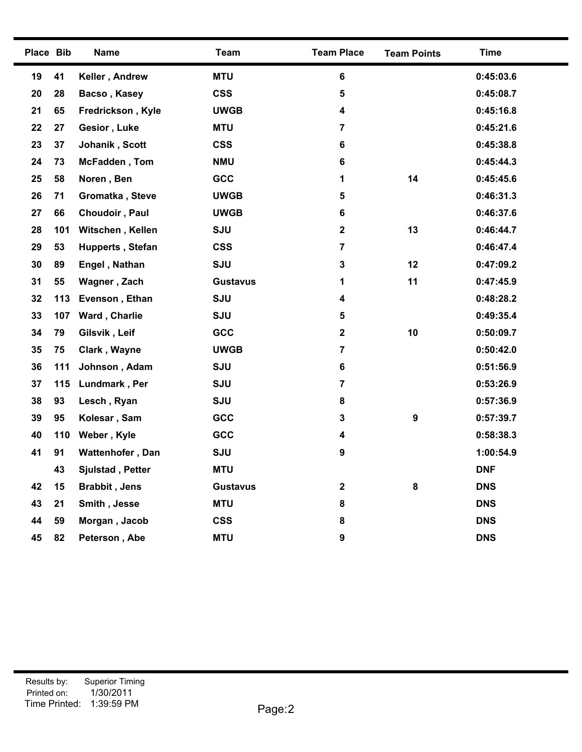| Place | Bib | Name | Team | Team Place | Team Points | Time |
|---|---|---|---|---|---|---|
| 19 | 41 | Keller , Andrew | MTU | 6 | | 0:45:03.6 |
| 20 | 28 | Bacso , Kasey | CSS | 5 | | 0:45:08.7 |
| 21 | 65 | Fredrickson , Kyle | UWGB | 4 | | 0:45:16.8 |
| 22 | 27 | Gesior , Luke | MTU | 7 | | 0:45:21.6 |
| 23 | 37 | Johanik , Scott | CSS | 6 | | 0:45:38.8 |
| 24 | 73 | McFadden , Tom | NMU | 6 | | 0:45:44.3 |
| 25 | 58 | Noren , Ben | GCC | 1 | 14 | 0:45:45.6 |
| 26 | 71 | Gromatka , Steve | UWGB | 5 | | 0:46:31.3 |
| 27 | 66 | Choudoir , Paul | UWGB | 6 | | 0:46:37.6 |
| 28 | 101 | Witschen , Kellen | SJU | 2 | 13 | 0:46:44.7 |
| 29 | 53 | Hupperts , Stefan | CSS | 7 | | 0:46:47.4 |
| 30 | 89 | Engel , Nathan | SJU | 3 | 12 | 0:47:09.2 |
| 31 | 55 | Wagner , Zach | Gustavus | 1 | 11 | 0:47:45.9 |
| 32 | 113 | Evenson , Ethan | SJU | 4 | | 0:48:28.2 |
| 33 | 107 | Ward , Charlie | SJU | 5 | | 0:49:35.4 |
| 34 | 79 | Gilsvik , Leif | GCC | 2 | 10 | 0:50:09.7 |
| 35 | 75 | Clark , Wayne | UWGB | 7 | | 0:50:42.0 |
| 36 | 111 | Johnson , Adam | SJU | 6 | | 0:51:56.9 |
| 37 | 115 | Lundmark , Per | SJU | 7 | | 0:53:26.9 |
| 38 | 93 | Lesch , Ryan | SJU | 8 | | 0:57:36.9 |
| 39 | 95 | Kolesar , Sam | GCC | 3 | 9 | 0:57:39.7 |
| 40 | 110 | Weber , Kyle | GCC | 4 | | 0:58:38.3 |
| 41 | 91 | Wattenhofer , Dan | SJU | 9 | | 1:00:54.9 |
| | 43 | Sjulstad , Petter | MTU | | | DNF |
| 42 | 15 | Brabbit , Jens | Gustavus | 2 | 8 | DNS |
| 43 | 21 | Smith , Jesse | MTU | 8 | | DNS |
| 44 | 59 | Morgan , Jacob | CSS | 8 | | DNS |
| 45 | 82 | Peterson , Abe | MTU | 9 | | DNS |

Results by: Superior Timing
Printed on: 1/30/2011
Time Printed: 1:39:59 PM